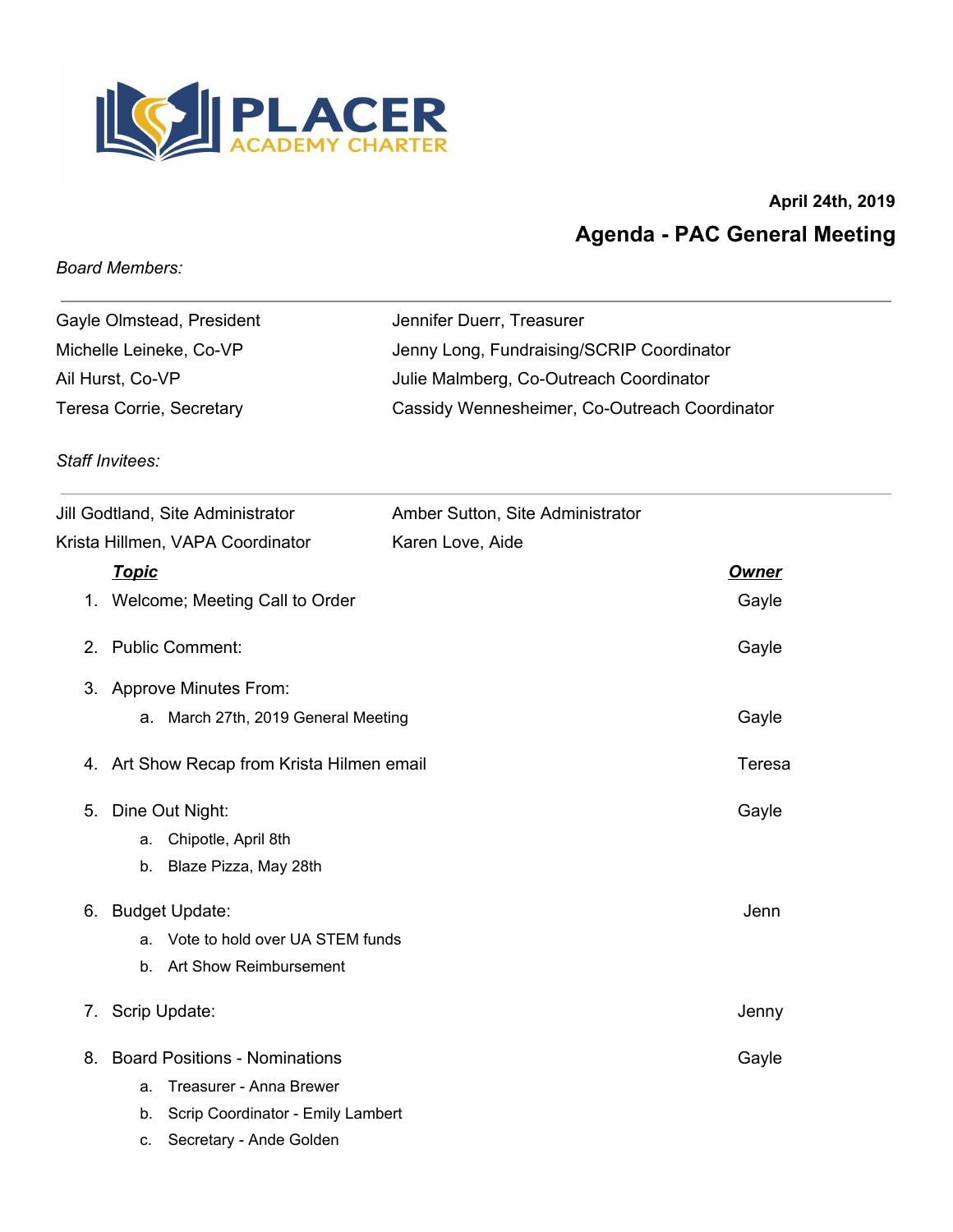PLACER ACADEMY CHARTER

**April 24th, 2019**

## Agenda - PAC General Meeting

*Board Members:*

| | |
|---|---|
| Gayle Olmstead, President | Jennifer Duerr, Treasurer |
| Michelle Leineke, Co-VP | Jenny Long, Fundraising/SCRIP Coordinator |
| Ail Hurst, Co-VP | Julie Malmberg, Co-Outreach Coordinator |
| Teresa Corrie, Secretary | Cassidy Wennesheimer, Co-Outreach Coordinator |

*Staff Invitees:*

| | |
|---|---|
| Jill Godtland, Site Administrator | Amber Sutton, Site Administrator |
| Krista Hillmen, VAPA Coordinator | Karen Love, Aide |

| ***Topic*** | ***Owner*** |
|---|---|
| 1. Welcome; Meeting Call to Order | Gayle |
| 2. Public Comment: | Gayle |
| 3. Approve Minutes From: | |
| &nbsp;&nbsp;&nbsp;&nbsp;a. March 27th, 2019 General Meeting | Gayle |
| 4. Art Show Recap from Krista Hilmen email | Teresa |
| 5. Dine Out Night: | Gayle |
| &nbsp;&nbsp;&nbsp;&nbsp;a. Chipotle, April 8th | |
| &nbsp;&nbsp;&nbsp;&nbsp;b. Blaze Pizza, May 28th | |
| 6. Budget Update: | Jenn |
| &nbsp;&nbsp;&nbsp;&nbsp;a. Vote to hold over UA STEM funds | |
| &nbsp;&nbsp;&nbsp;&nbsp;b. Art Show Reimbursement | |
| 7. Scrip Update: | Jenny |
| 8. Board Positions - Nominations | Gayle |
| &nbsp;&nbsp;&nbsp;&nbsp;a. Treasurer - Anna Brewer | |
| &nbsp;&nbsp;&nbsp;&nbsp;b. Scrip Coordinator - Emily Lambert | |
| &nbsp;&nbsp;&nbsp;&nbsp;c. Secretary - Ande Golden | |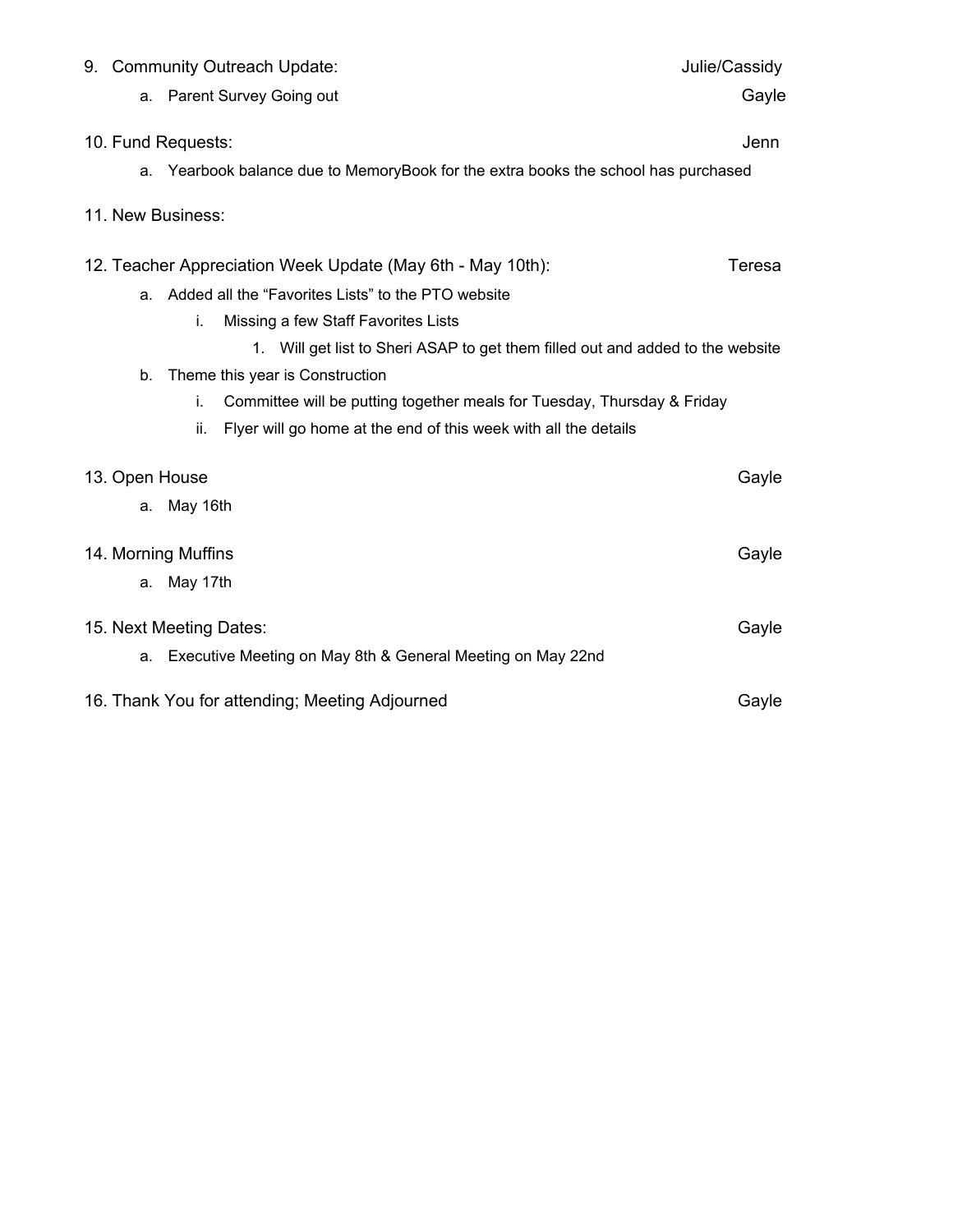9. Community Outreach Update: Julie/Cassidy
    a. Parent Survey Going out Gayle

10. Fund Requests: Jenn
    a. Yearbook balance due to MemoryBook for the extra books the school has purchased

11. New Business:

12. Teacher Appreciation Week Update (May 6th - May 10th): Teresa
    a. Added all the "Favorites Lists" to the PTO website
        i. Missing a few Staff Favorites Lists
            1. Will get list to Sheri ASAP to get them filled out and added to the website
    b. Theme this year is Construction
        i. Committee will be putting together meals for Tuesday, Thursday & Friday
        ii. Flyer will go home at the end of this week with all the details

13. Open House Gayle
    a. May 16th

14. Morning Muffins Gayle
    a. May 17th

15. Next Meeting Dates: Gayle
    a. Executive Meeting on May 8th & General Meeting on May 22nd

16. Thank You for attending; Meeting Adjourned Gayle